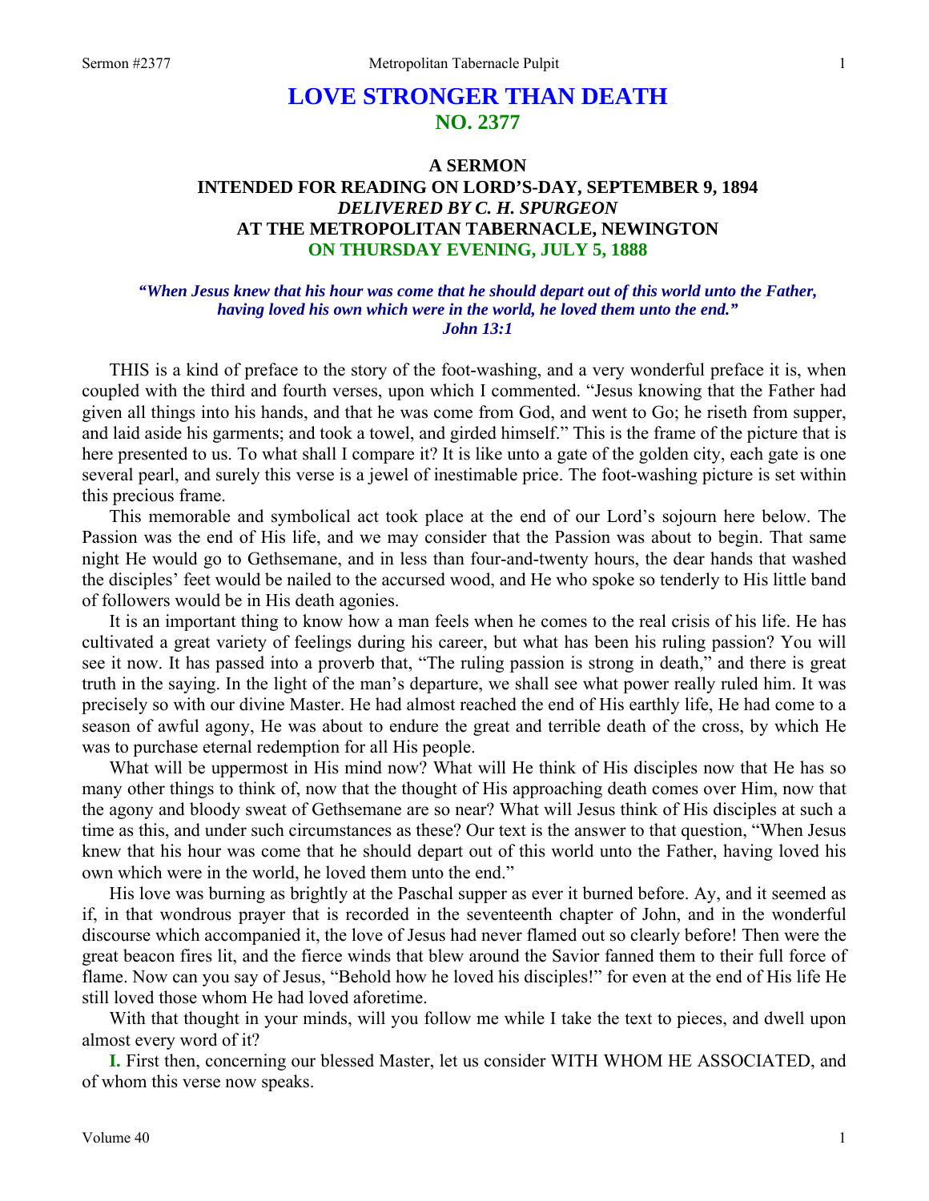# LOVE STRONGER THAN DEATH
## NO. 2377

### A SERMON
### INTENDED FOR READING ON LORD'S-DAY, SEPTEMBER 9, 1894
### *DELIVERED BY C. H. SPURGEON*
### AT THE METROPOLITAN TABERNACLE, NEWINGTON
### ON THURSDAY EVENING, JULY 5, 1888

*"When Jesus knew that his hour was come that he should depart out of this world unto the Father, having loved his own which were in the world, he loved them unto the end." John 13:1*

THIS is a kind of preface to the story of the foot-washing, and a very wonderful preface it is, when coupled with the third and fourth verses, upon which I commented. "Jesus knowing that the Father had given all things into his hands, and that he was come from God, and went to Go; he riseth from supper, and laid aside his garments; and took a towel, and girded himself." This is the frame of the picture that is here presented to us. To what shall I compare it? It is like unto a gate of the golden city, each gate is one several pearl, and surely this verse is a jewel of inestimable price. The foot-washing picture is set within this precious frame.

This memorable and symbolical act took place at the end of our Lord's sojourn here below. The Passion was the end of His life, and we may consider that the Passion was about to begin. That same night He would go to Gethsemane, and in less than four-and-twenty hours, the dear hands that washed the disciples' feet would be nailed to the accursed wood, and He who spoke so tenderly to His little band of followers would be in His death agonies.

It is an important thing to know how a man feels when he comes to the real crisis of his life. He has cultivated a great variety of feelings during his career, but what has been his ruling passion? You will see it now. It has passed into a proverb that, "The ruling passion is strong in death," and there is great truth in the saying. In the light of the man's departure, we shall see what power really ruled him. It was precisely so with our divine Master. He had almost reached the end of His earthly life, He had come to a season of awful agony, He was about to endure the great and terrible death of the cross, by which He was to purchase eternal redemption for all His people.

What will be uppermost in His mind now? What will He think of His disciples now that He has so many other things to think of, now that the thought of His approaching death comes over Him, now that the agony and bloody sweat of Gethsemane are so near? What will Jesus think of His disciples at such a time as this, and under such circumstances as these? Our text is the answer to that question, "When Jesus knew that his hour was come that he should depart out of this world unto the Father, having loved his own which were in the world, he loved them unto the end."

His love was burning as brightly at the Paschal supper as ever it burned before. Ay, and it seemed as if, in that wondrous prayer that is recorded in the seventeenth chapter of John, and in the wonderful discourse which accompanied it, the love of Jesus had never flamed out so clearly before! Then were the great beacon fires lit, and the fierce winds that blew around the Savior fanned them to their full force of flame. Now can you say of Jesus, "Behold how he loved his disciples!" for even at the end of His life He still loved those whom He had loved aforetime.

With that thought in your minds, will you follow me while I take the text to pieces, and dwell upon almost every word of it?

**I.** First then, concerning our blessed Master, let us consider WITH WHOM HE ASSOCIATED, and of whom this verse now speaks.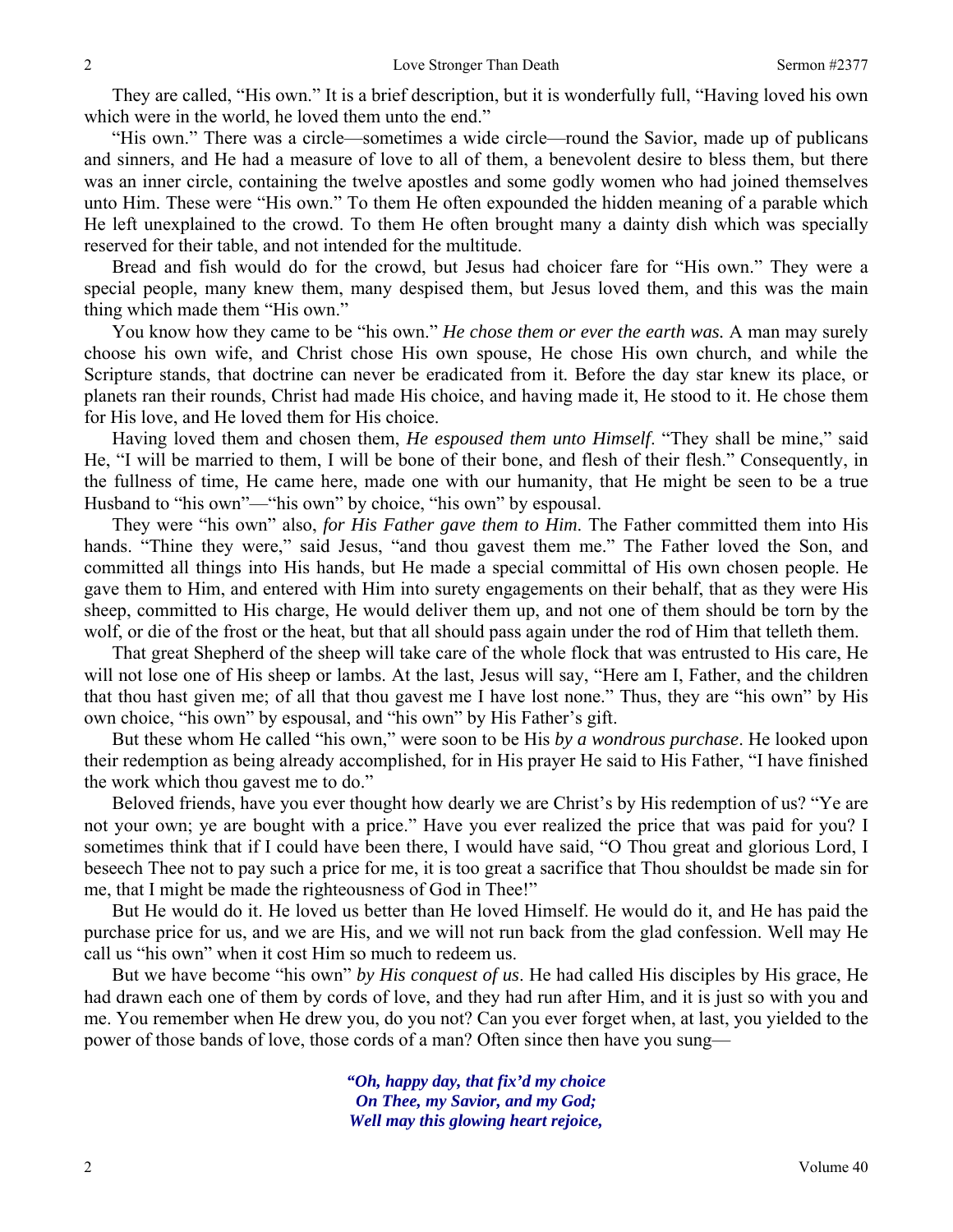They are called, "His own." It is a brief description, but it is wonderfully full, "Having loved his own which were in the world, he loved them unto the end."

"His own." There was a circle—sometimes a wide circle—round the Savior, made up of publicans and sinners, and He had a measure of love to all of them, a benevolent desire to bless them, but there was an inner circle, containing the twelve apostles and some godly women who had joined themselves unto Him. These were "His own." To them He often expounded the hidden meaning of a parable which He left unexplained to the crowd. To them He often brought many a dainty dish which was specially reserved for their table, and not intended for the multitude.

Bread and fish would do for the crowd, but Jesus had choicer fare for "His own." They were a special people, many knew them, many despised them, but Jesus loved them, and this was the main thing which made them "His own."

You know how they came to be "his own." *He chose them or ever the earth was.* A man may surely choose his own wife, and Christ chose His own spouse, He chose His own church, and while the Scripture stands, that doctrine can never be eradicated from it. Before the day star knew its place, or planets ran their rounds, Christ had made His choice, and having made it, He stood to it. He chose them for His love, and He loved them for His choice.

Having loved them and chosen them, *He espoused them unto Himself*. "They shall be mine," said He, "I will be married to them, I will be bone of their bone, and flesh of their flesh." Consequently, in the fullness of time, He came here, made one with our humanity, that He might be seen to be a true Husband to "his own"—"his own" by choice, "his own" by espousal.

They were "his own" also, *for His Father gave them to Him*. The Father committed them into His hands. "Thine they were," said Jesus, "and thou gavest them me." The Father loved the Son, and committed all things into His hands, but He made a special committal of His own chosen people. He gave them to Him, and entered with Him into surety engagements on their behalf, that as they were His sheep, committed to His charge, He would deliver them up, and not one of them should be torn by the wolf, or die of the frost or the heat, but that all should pass again under the rod of Him that telleth them.

That great Shepherd of the sheep will take care of the whole flock that was entrusted to His care, He will not lose one of His sheep or lambs. At the last, Jesus will say, "Here am I, Father, and the children that thou hast given me; of all that thou gavest me I have lost none." Thus, they are "his own" by His own choice, "his own" by espousal, and "his own" by His Father's gift.

But these whom He called "his own," were soon to be His *by a wondrous purchase*. He looked upon their redemption as being already accomplished, for in His prayer He said to His Father, "I have finished the work which thou gavest me to do."

Beloved friends, have you ever thought how dearly we are Christ's by His redemption of us? "Ye are not your own; ye are bought with a price." Have you ever realized the price that was paid for you? I sometimes think that if I could have been there, I would have said, "O Thou great and glorious Lord, I beseech Thee not to pay such a price for me, it is too great a sacrifice that Thou shouldst be made sin for me, that I might be made the righteousness of God in Thee!"

But He would do it. He loved us better than He loved Himself. He would do it, and He has paid the purchase price for us, and we are His, and we will not run back from the glad confession. Well may He call us "his own" when it cost Him so much to redeem us.

But we have become "his own" *by His conquest of us*. He had called His disciples by His grace, He had drawn each one of them by cords of love, and they had run after Him, and it is just so with you and me. You remember when He drew you, do you not? Can you ever forget when, at last, you yielded to the power of those bands of love, those cords of a man? Often since then have you sung—

> ***"Oh, happy day, that fix'd my choice***
> ***On Thee, my Savior, and my God;***
> ***Well may this glowing heart rejoice,***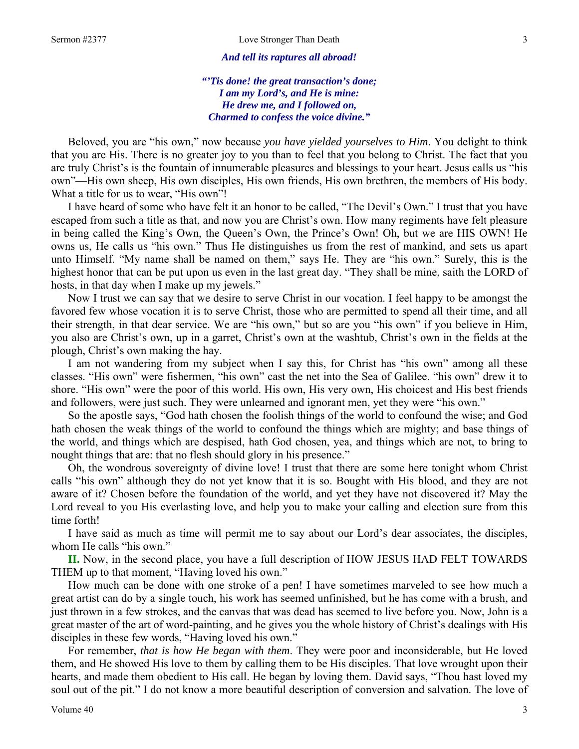*And tell its raptures all abroad!*

*"'Tis done! the great transaction's done;*
*I am my Lord's, and He is mine:*
*He drew me, and I followed on,*
*Charmed to confess the voice divine."*

Beloved, you are "his own," now because *you have yielded yourselves to Him*. You delight to think that you are His. There is no greater joy to you than to feel that you belong to Christ. The fact that you are truly Christ's is the fountain of innumerable pleasures and blessings to your heart. Jesus calls us "his own"—His own sheep, His own disciples, His own friends, His own brethren, the members of His body. What a title for us to wear, "His own"!

I have heard of some who have felt it an honor to be called, "The Devil's Own." I trust that you have escaped from such a title as that, and now you are Christ's own. How many regiments have felt pleasure in being called the King's Own, the Queen's Own, the Prince's Own! Oh, but we are HIS OWN! He owns us, He calls us "his own." Thus He distinguishes us from the rest of mankind, and sets us apart unto Himself. "My name shall be named on them," says He. They are "his own." Surely, this is the highest honor that can be put upon us even in the last great day. "They shall be mine, saith the LORD of hosts, in that day when I make up my jewels."

Now I trust we can say that we desire to serve Christ in our vocation. I feel happy to be amongst the favored few whose vocation it is to serve Christ, those who are permitted to spend all their time, and all their strength, in that dear service. We are "his own," but so are you "his own" if you believe in Him, you also are Christ's own, up in a garret, Christ's own at the washtub, Christ's own in the fields at the plough, Christ's own making the hay.

I am not wandering from my subject when I say this, for Christ has "his own" among all these classes. "His own" were fishermen, "his own" cast the net into the Sea of Galilee. "his own" drew it to shore. "His own" were the poor of this world. His own, His very own, His choicest and His best friends and followers, were just such. They were unlearned and ignorant men, yet they were "his own."

So the apostle says, "God hath chosen the foolish things of the world to confound the wise; and God hath chosen the weak things of the world to confound the things which are mighty; and base things of the world, and things which are despised, hath God chosen, yea, and things which are not, to bring to nought things that are: that no flesh should glory in his presence."

Oh, the wondrous sovereignty of divine love! I trust that there are some here tonight whom Christ calls "his own" although they do not yet know that it is so. Bought with His blood, and they are not aware of it? Chosen before the foundation of the world, and yet they have not discovered it? May the Lord reveal to you His everlasting love, and help you to make your calling and election sure from this time forth!

I have said as much as time will permit me to say about our Lord's dear associates, the disciples, whom He calls "his own."

**II.** Now, in the second place, you have a full description of HOW JESUS HAD FELT TOWARDS THEM up to that moment, "Having loved his own."

How much can be done with one stroke of a pen! I have sometimes marveled to see how much a great artist can do by a single touch, his work has seemed unfinished, but he has come with a brush, and just thrown in a few strokes, and the canvas that was dead has seemed to live before you. Now, John is a great master of the art of word-painting, and he gives you the whole history of Christ's dealings with His disciples in these few words, "Having loved his own."

For remember, *that is how He began with them*. They were poor and inconsiderable, but He loved them, and He showed His love to them by calling them to be His disciples. That love wrought upon their hearts, and made them obedient to His call. He began by loving them. David says, "Thou hast loved my soul out of the pit." I do not know a more beautiful description of conversion and salvation. The love of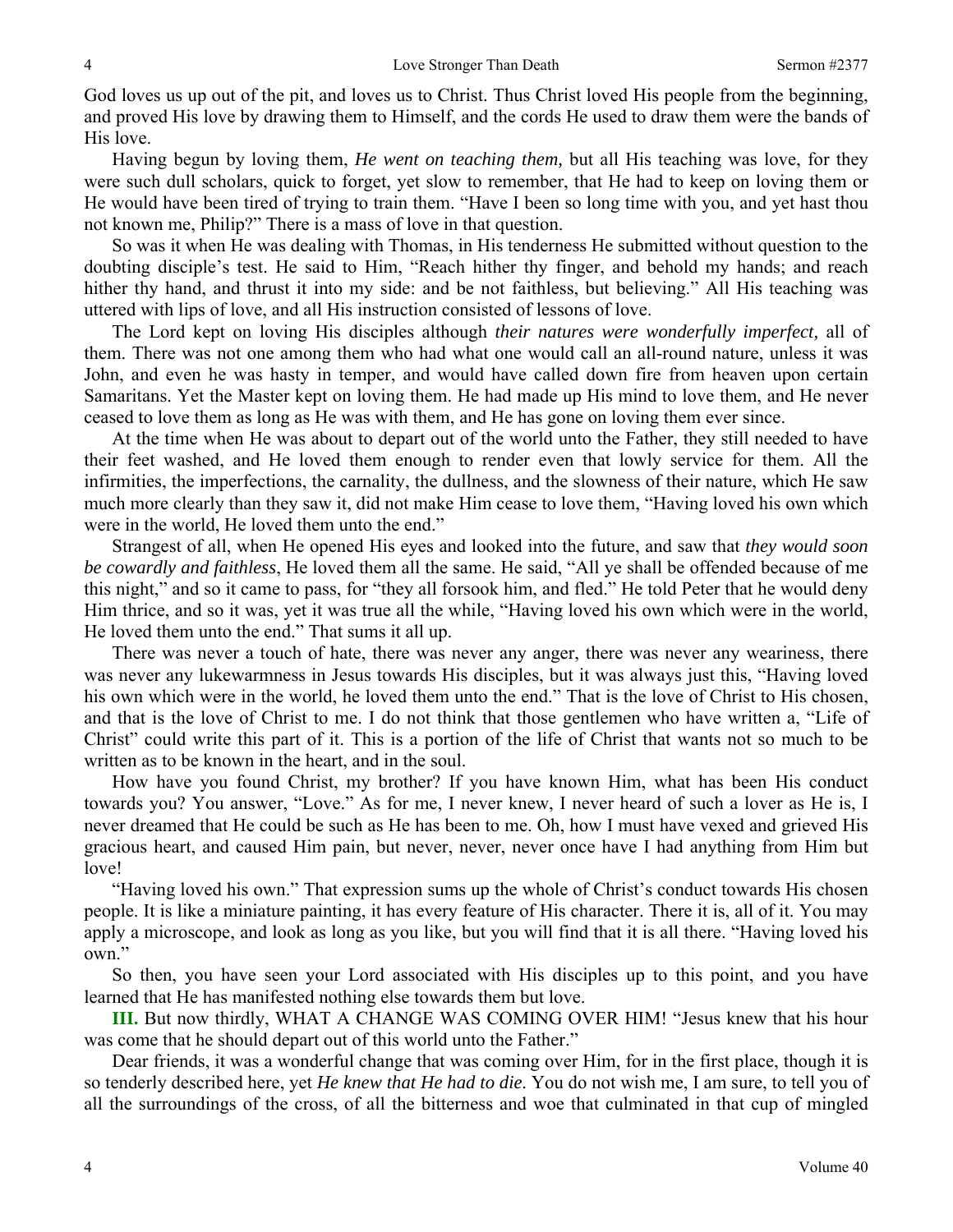God loves us up out of the pit, and loves us to Christ. Thus Christ loved His people from the beginning, and proved His love by drawing them to Himself, and the cords He used to draw them were the bands of His love.

Having begun by loving them, *He went on teaching them,* but all His teaching was love, for they were such dull scholars, quick to forget, yet slow to remember, that He had to keep on loving them or He would have been tired of trying to train them. "Have I been so long time with you, and yet hast thou not known me, Philip?" There is a mass of love in that question.

So was it when He was dealing with Thomas, in His tenderness He submitted without question to the doubting disciple's test. He said to Him, "Reach hither thy finger, and behold my hands; and reach hither thy hand, and thrust it into my side: and be not faithless, but believing." All His teaching was uttered with lips of love, and all His instruction consisted of lessons of love.

The Lord kept on loving His disciples although *their natures were wonderfully imperfect,* all of them. There was not one among them who had what one would call an all-round nature, unless it was John, and even he was hasty in temper, and would have called down fire from heaven upon certain Samaritans. Yet the Master kept on loving them. He had made up His mind to love them, and He never ceased to love them as long as He was with them, and He has gone on loving them ever since.

At the time when He was about to depart out of the world unto the Father, they still needed to have their feet washed, and He loved them enough to render even that lowly service for them. All the infirmities, the imperfections, the carnality, the dullness, and the slowness of their nature, which He saw much more clearly than they saw it, did not make Him cease to love them, "Having loved his own which were in the world, He loved them unto the end."

Strangest of all, when He opened His eyes and looked into the future, and saw that *they would soon be cowardly and faithless*, He loved them all the same. He said, "All ye shall be offended because of me this night," and so it came to pass, for "they all forsook him, and fled." He told Peter that he would deny Him thrice, and so it was, yet it was true all the while, "Having loved his own which were in the world, He loved them unto the end." That sums it all up.

There was never a touch of hate, there was never any anger, there was never any weariness, there was never any lukewarmness in Jesus towards His disciples, but it was always just this, "Having loved his own which were in the world, he loved them unto the end." That is the love of Christ to His chosen, and that is the love of Christ to me. I do not think that those gentlemen who have written a, "Life of Christ" could write this part of it. This is a portion of the life of Christ that wants not so much to be written as to be known in the heart, and in the soul.

How have you found Christ, my brother? If you have known Him, what has been His conduct towards you? You answer, "Love." As for me, I never knew, I never heard of such a lover as He is, I never dreamed that He could be such as He has been to me. Oh, how I must have vexed and grieved His gracious heart, and caused Him pain, but never, never, never once have I had anything from Him but love!

"Having loved his own." That expression sums up the whole of Christ's conduct towards His chosen people. It is like a miniature painting, it has every feature of His character. There it is, all of it. You may apply a microscope, and look as long as you like, but you will find that it is all there. "Having loved his own."

So then, you have seen your Lord associated with His disciples up to this point, and you have learned that He has manifested nothing else towards them but love.

**III.** But now thirdly, WHAT A CHANGE WAS COMING OVER HIM! "Jesus knew that his hour was come that he should depart out of this world unto the Father."

Dear friends, it was a wonderful change that was coming over Him, for in the first place, though it is so tenderly described here, yet *He knew that He had to die*. You do not wish me, I am sure, to tell you of all the surroundings of the cross, of all the bitterness and woe that culminated in that cup of mingled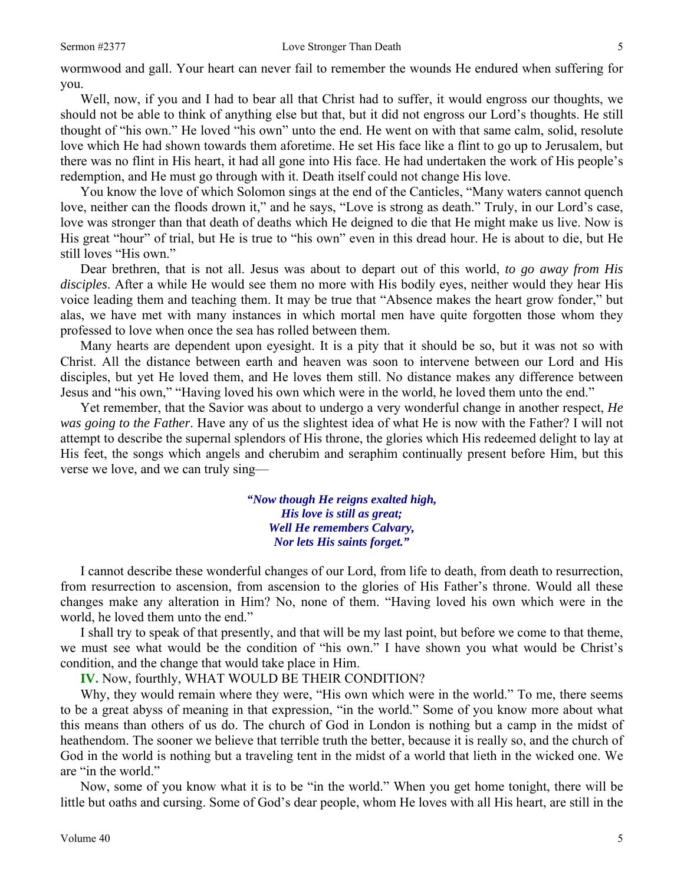wormwood and gall. Your heart can never fail to remember the wounds He endured when suffering for you.

Well, now, if you and I had to bear all that Christ had to suffer, it would engross our thoughts, we should not be able to think of anything else but that, but it did not engross our Lord's thoughts. He still thought of "his own." He loved "his own" unto the end. He went on with that same calm, solid, resolute love which He had shown towards them aforetime. He set His face like a flint to go up to Jerusalem, but there was no flint in His heart, it had all gone into His face. He had undertaken the work of His people's redemption, and He must go through with it. Death itself could not change His love.

You know the love of which Solomon sings at the end of the Canticles, "Many waters cannot quench love, neither can the floods drown it," and he says, "Love is strong as death." Truly, in our Lord's case, love was stronger than that death of deaths which He deigned to die that He might make us live. Now is His great "hour" of trial, but He is true to "his own" even in this dread hour. He is about to die, but He still loves "His own."

Dear brethren, that is not all. Jesus was about to depart out of this world, *to go away from His disciples*. After a while He would see them no more with His bodily eyes, neither would they hear His voice leading them and teaching them. It may be true that "Absence makes the heart grow fonder," but alas, we have met with many instances in which mortal men have quite forgotten those whom they professed to love when once the sea has rolled between them.

Many hearts are dependent upon eyesight. It is a pity that it should be so, but it was not so with Christ. All the distance between earth and heaven was soon to intervene between our Lord and His disciples, but yet He loved them, and He loves them still. No distance makes any difference between Jesus and "his own," "Having loved his own which were in the world, he loved them unto the end."

Yet remember, that the Savior was about to undergo a very wonderful change in another respect, *He was going to the Father*. Have any of us the slightest idea of what He is now with the Father? I will not attempt to describe the supernal splendors of His throne, the glories which His redeemed delight to lay at His feet, the songs which angels and cherubim and seraphim continually present before Him, but this verse we love, and we can truly sing—

> ***"Now though He reigns exalted high,***
> ***His love is still as great;***
> ***Well He remembers Calvary,***
> ***Nor lets His saints forget."***

I cannot describe these wonderful changes of our Lord, from life to death, from death to resurrection, from resurrection to ascension, from ascension to the glories of His Father's throne. Would all these changes make any alteration in Him? No, none of them. "Having loved his own which were in the world, he loved them unto the end."

I shall try to speak of that presently, and that will be my last point, but before we come to that theme, we must see what would be the condition of "his own." I have shown you what would be Christ's condition, and the change that would take place in Him.

**IV.** Now, fourthly, WHAT WOULD BE THEIR CONDITION?

Why, they would remain where they were, "His own which were in the world." To me, there seems to be a great abyss of meaning in that expression, "in the world." Some of you know more about what this means than others of us do. The church of God in London is nothing but a camp in the midst of heathendom. The sooner we believe that terrible truth the better, because it is really so, and the church of God in the world is nothing but a traveling tent in the midst of a world that lieth in the wicked one. We are "in the world."

Now, some of you know what it is to be "in the world." When you get home tonight, there will be little but oaths and cursing. Some of God's dear people, whom He loves with all His heart, are still in the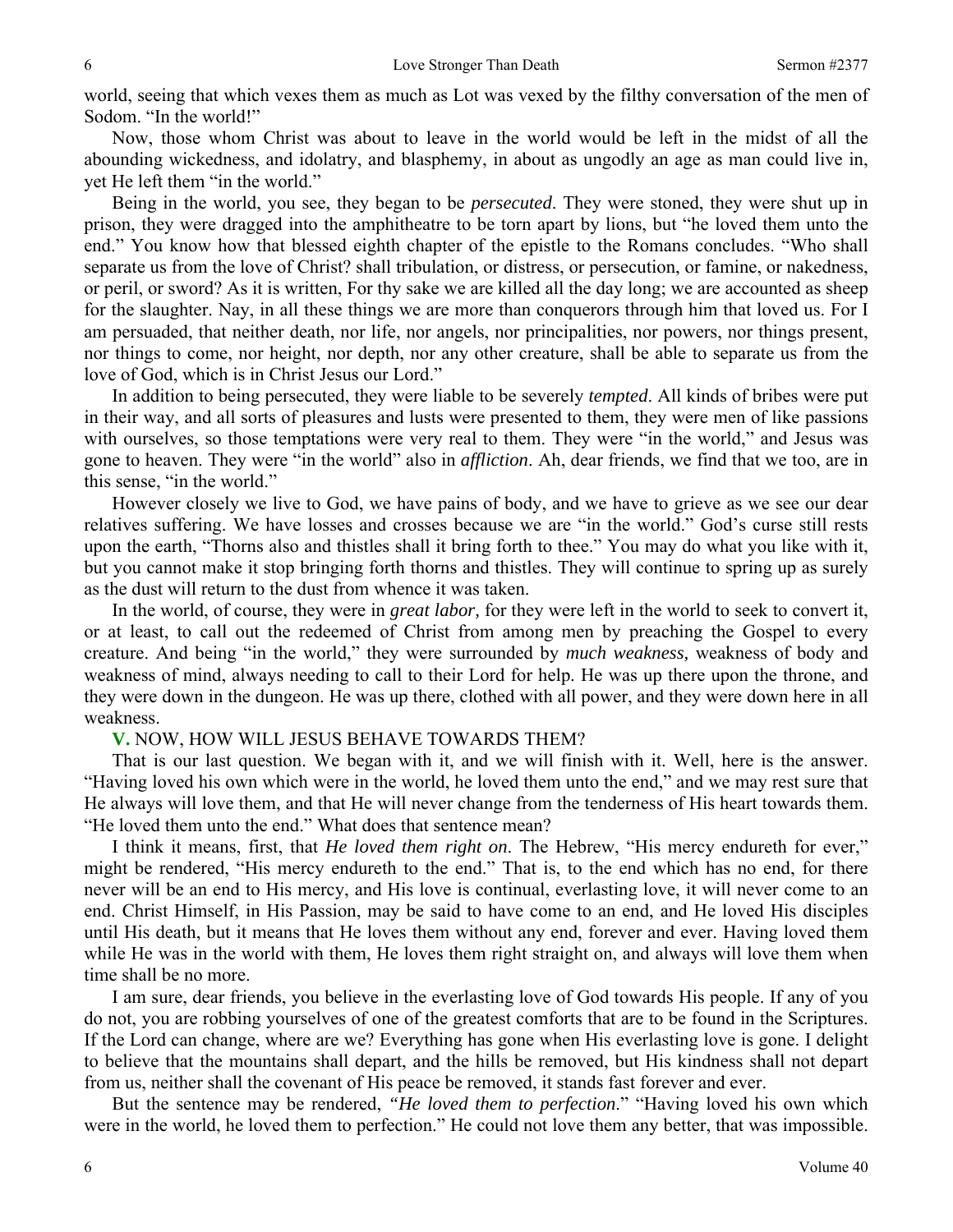world, seeing that which vexes them as much as Lot was vexed by the filthy conversation of the men of Sodom. "In the world!"

Now, those whom Christ was about to leave in the world would be left in the midst of all the abounding wickedness, and idolatry, and blasphemy, in about as ungodly an age as man could live in, yet He left them "in the world."

Being in the world, you see, they began to be *persecuted*. They were stoned, they were shut up in prison, they were dragged into the amphitheatre to be torn apart by lions, but "he loved them unto the end." You know how that blessed eighth chapter of the epistle to the Romans concludes. "Who shall separate us from the love of Christ? shall tribulation, or distress, or persecution, or famine, or nakedness, or peril, or sword? As it is written, For thy sake we are killed all the day long; we are accounted as sheep for the slaughter. Nay, in all these things we are more than conquerors through him that loved us. For I am persuaded, that neither death, nor life, nor angels, nor principalities, nor powers, nor things present, nor things to come, nor height, nor depth, nor any other creature, shall be able to separate us from the love of God, which is in Christ Jesus our Lord."

In addition to being persecuted, they were liable to be severely *tempted*. All kinds of bribes were put in their way, and all sorts of pleasures and lusts were presented to them, they were men of like passions with ourselves, so those temptations were very real to them. They were "in the world," and Jesus was gone to heaven. They were "in the world" also in *affliction*. Ah, dear friends, we find that we too, are in this sense, "in the world."

However closely we live to God, we have pains of body, and we have to grieve as we see our dear relatives suffering. We have losses and crosses because we are "in the world." God's curse still rests upon the earth, "Thorns also and thistles shall it bring forth to thee." You may do what you like with it, but you cannot make it stop bringing forth thorns and thistles. They will continue to spring up as surely as the dust will return to the dust from whence it was taken.

In the world, of course, they were in *great labor,* for they were left in the world to seek to convert it, or at least, to call out the redeemed of Christ from among men by preaching the Gospel to every creature. And being "in the world," they were surrounded by *much weakness,* weakness of body and weakness of mind, always needing to call to their Lord for help. He was up there upon the throne, and they were down in the dungeon. He was up there, clothed with all power, and they were down here in all weakness.

**V.** NOW, HOW WILL JESUS BEHAVE TOWARDS THEM?

That is our last question. We began with it, and we will finish with it. Well, here is the answer. "Having loved his own which were in the world, he loved them unto the end," and we may rest sure that He always will love them, and that He will never change from the tenderness of His heart towards them. "He loved them unto the end." What does that sentence mean?

I think it means, first, that *He loved them right on*. The Hebrew, "His mercy endureth for ever," might be rendered, "His mercy endureth to the end." That is, to the end which has no end, for there never will be an end to His mercy, and His love is continual, everlasting love, it will never come to an end. Christ Himself, in His Passion, may be said to have come to an end, and He loved His disciples until His death, but it means that He loves them without any end, forever and ever. Having loved them while He was in the world with them, He loves them right straight on, and always will love them when time shall be no more.

I am sure, dear friends, you believe in the everlasting love of God towards His people. If any of you do not, you are robbing yourselves of one of the greatest comforts that are to be found in the Scriptures. If the Lord can change, where are we? Everything has gone when His everlasting love is gone. I delight to believe that the mountains shall depart, and the hills be removed, but His kindness shall not depart from us, neither shall the covenant of His peace be removed, it stands fast forever and ever.

But the sentence may be rendered, *"He loved them to perfection*." "Having loved his own which were in the world, he loved them to perfection." He could not love them any better, that was impossible.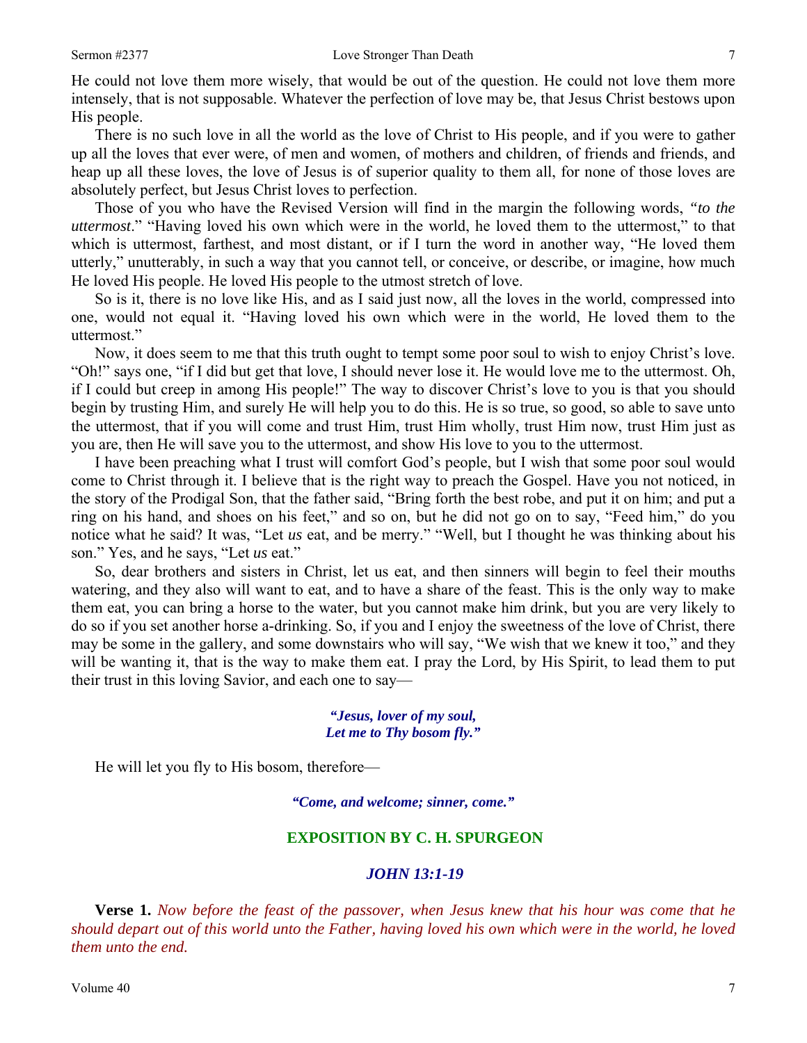He could not love them more wisely, that would be out of the question. He could not love them more intensely, that is not supposable. Whatever the perfection of love may be, that Jesus Christ bestows upon His people.

There is no such love in all the world as the love of Christ to His people, and if you were to gather up all the loves that ever were, of men and women, of mothers and children, of friends and friends, and heap up all these loves, the love of Jesus is of superior quality to them all, for none of those loves are absolutely perfect, but Jesus Christ loves to perfection.

Those of you who have the Revised Version will find in the margin the following words, *"to the uttermost*." "Having loved his own which were in the world, he loved them to the uttermost," to that which is uttermost, farthest, and most distant, or if I turn the word in another way, "He loved them utterly," unutterably, in such a way that you cannot tell, or conceive, or describe, or imagine, how much He loved His people. He loved His people to the utmost stretch of love.

So is it, there is no love like His, and as I said just now, all the loves in the world, compressed into one, would not equal it. "Having loved his own which were in the world, He loved them to the uttermost."

Now, it does seem to me that this truth ought to tempt some poor soul to wish to enjoy Christ's love. "Oh!" says one, "if I did but get that love, I should never lose it. He would love me to the uttermost. Oh, if I could but creep in among His people!" The way to discover Christ's love to you is that you should begin by trusting Him, and surely He will help you to do this. He is so true, so good, so able to save unto the uttermost, that if you will come and trust Him, trust Him wholly, trust Him now, trust Him just as you are, then He will save you to the uttermost, and show His love to you to the uttermost.

I have been preaching what I trust will comfort God's people, but I wish that some poor soul would come to Christ through it. I believe that is the right way to preach the Gospel. Have you not noticed, in the story of the Prodigal Son, that the father said, "Bring forth the best robe, and put it on him; and put a ring on his hand, and shoes on his feet," and so on, but he did not go on to say, "Feed him," do you notice what he said? It was, "Let *us* eat, and be merry." "Well, but I thought he was thinking about his son." Yes, and he says, "Let *us* eat."

So, dear brothers and sisters in Christ, let us eat, and then sinners will begin to feel their mouths watering, and they also will want to eat, and to have a share of the feast. This is the only way to make them eat, you can bring a horse to the water, but you cannot make him drink, but you are very likely to do so if you set another horse a-drinking. So, if you and I enjoy the sweetness of the love of Christ, there may be some in the gallery, and some downstairs who will say, "We wish that we knew it too," and they will be wanting it, that is the way to make them eat. I pray the Lord, by His Spirit, to lead them to put their trust in this loving Savior, and each one to say—

***"Jesus, lover of my soul,***
***Let me to Thy bosom fly."***

He will let you fly to His bosom, therefore—

***"Come, and welcome; sinner, come."***

## EXPOSITION BY C. H. SPURGEON

### *JOHN 13:1-19*

**Verse 1.** *Now before the feast of the passover, when Jesus knew that his hour was come that he should depart out of this world unto the Father, having loved his own which were in the world, he loved them unto the end.*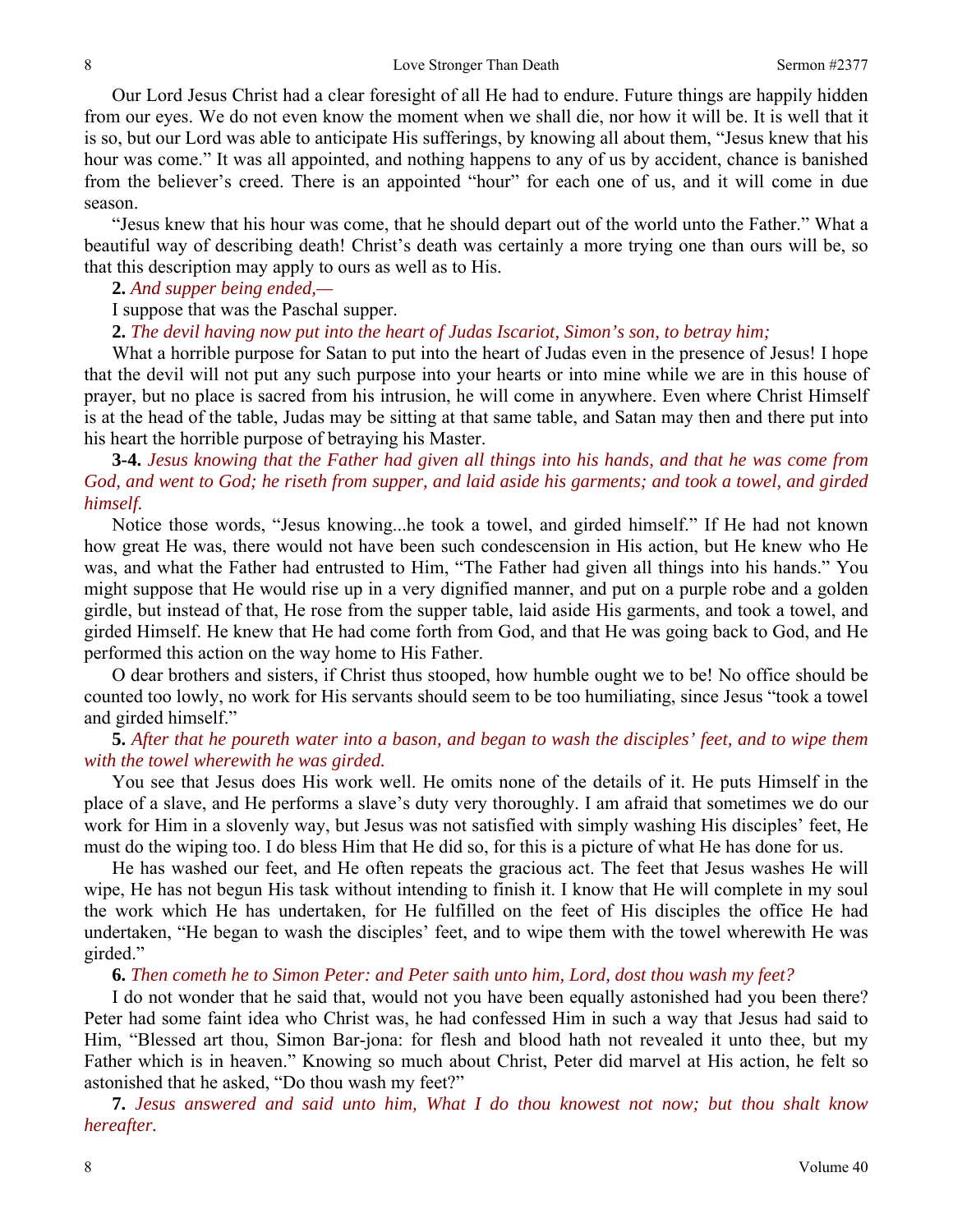Our Lord Jesus Christ had a clear foresight of all He had to endure. Future things are happily hidden from our eyes. We do not even know the moment when we shall die, nor how it will be. It is well that it is so, but our Lord was able to anticipate His sufferings, by knowing all about them, "Jesus knew that his hour was come." It was all appointed, and nothing happens to any of us by accident, chance is banished from the believer's creed. There is an appointed "hour" for each one of us, and it will come in due season.

"Jesus knew that his hour was come, that he should depart out of the world unto the Father." What a beautiful way of describing death! Christ's death was certainly a more trying one than ours will be, so that this description may apply to ours as well as to His.

**2.** *And supper being ended,—*

I suppose that was the Paschal supper.

**2.** *The devil having now put into the heart of Judas Iscariot, Simon's son, to betray him;*

What a horrible purpose for Satan to put into the heart of Judas even in the presence of Jesus! I hope that the devil will not put any such purpose into your hearts or into mine while we are in this house of prayer, but no place is sacred from his intrusion, he will come in anywhere. Even where Christ Himself is at the head of the table, Judas may be sitting at that same table, and Satan may then and there put into his heart the horrible purpose of betraying his Master.

**3-4.** *Jesus knowing that the Father had given all things into his hands, and that he was come from God, and went to God; he riseth from supper, and laid aside his garments; and took a towel, and girded himself.*

Notice those words, "Jesus knowing...he took a towel, and girded himself." If He had not known how great He was, there would not have been such condescension in His action, but He knew who He was, and what the Father had entrusted to Him, "The Father had given all things into his hands." You might suppose that He would rise up in a very dignified manner, and put on a purple robe and a golden girdle, but instead of that, He rose from the supper table, laid aside His garments, and took a towel, and girded Himself. He knew that He had come forth from God, and that He was going back to God, and He performed this action on the way home to His Father.

O dear brothers and sisters, if Christ thus stooped, how humble ought we to be! No office should be counted too lowly, no work for His servants should seem to be too humiliating, since Jesus "took a towel and girded himself."

**5.** *After that he poureth water into a bason, and began to wash the disciples' feet, and to wipe them with the towel wherewith he was girded.*

You see that Jesus does His work well. He omits none of the details of it. He puts Himself in the place of a slave, and He performs a slave's duty very thoroughly. I am afraid that sometimes we do our work for Him in a slovenly way, but Jesus was not satisfied with simply washing His disciples' feet, He must do the wiping too. I do bless Him that He did so, for this is a picture of what He has done for us.

He has washed our feet, and He often repeats the gracious act. The feet that Jesus washes He will wipe, He has not begun His task without intending to finish it. I know that He will complete in my soul the work which He has undertaken, for He fulfilled on the feet of His disciples the office He had undertaken, "He began to wash the disciples' feet, and to wipe them with the towel wherewith He was girded."

**6.** *Then cometh he to Simon Peter: and Peter saith unto him, Lord, dost thou wash my feet?*

I do not wonder that he said that, would not you have been equally astonished had you been there? Peter had some faint idea who Christ was, he had confessed Him in such a way that Jesus had said to Him, "Blessed art thou, Simon Bar-jona: for flesh and blood hath not revealed it unto thee, but my Father which is in heaven." Knowing so much about Christ, Peter did marvel at His action, he felt so astonished that he asked, "Do thou wash my feet?"

**7.** *Jesus answered and said unto him, What I do thou knowest not now; but thou shalt know hereafter.*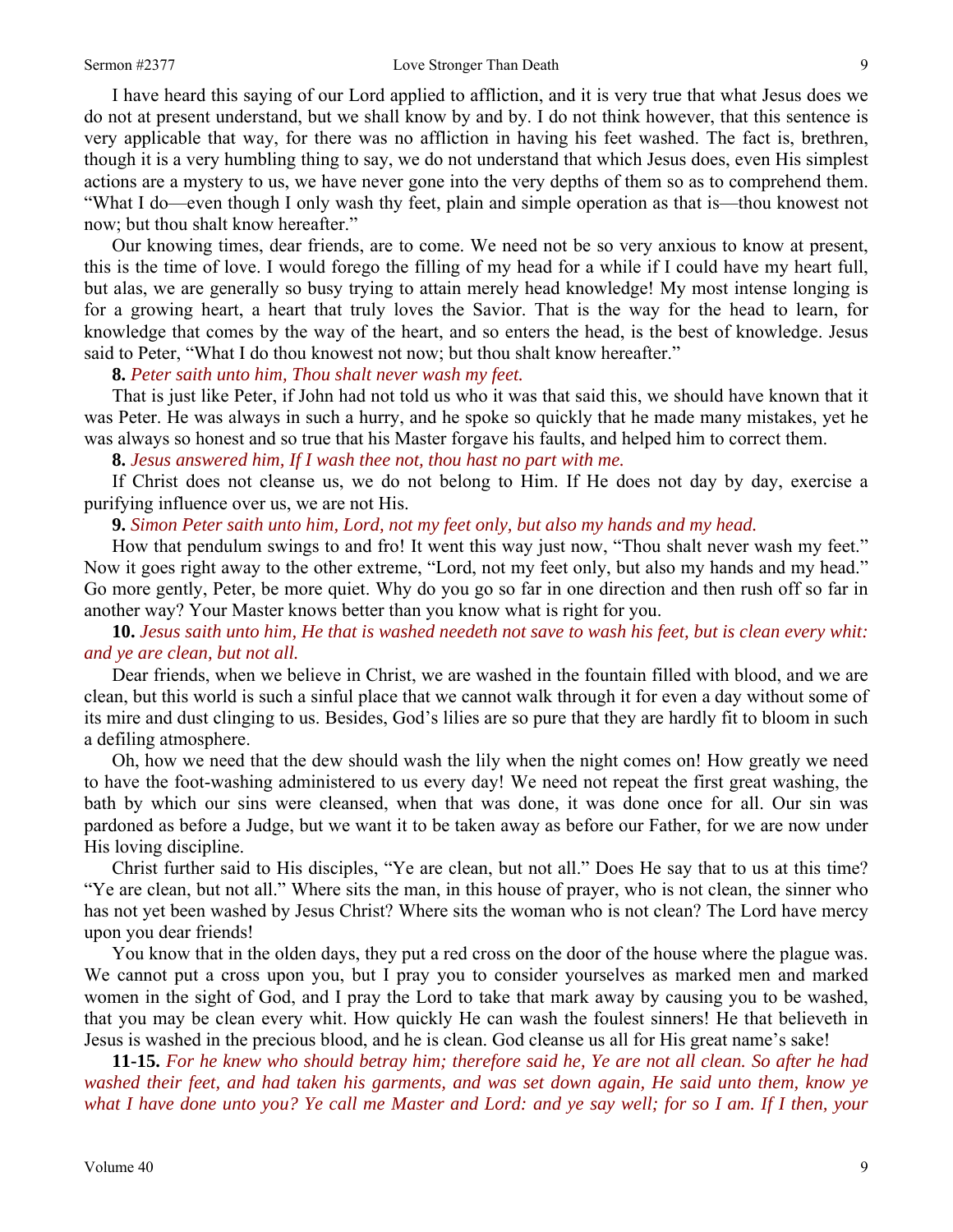I have heard this saying of our Lord applied to affliction, and it is very true that what Jesus does we do not at present understand, but we shall know by and by. I do not think however, that this sentence is very applicable that way, for there was no affliction in having his feet washed. The fact is, brethren, though it is a very humbling thing to say, we do not understand that which Jesus does, even His simplest actions are a mystery to us, we have never gone into the very depths of them so as to comprehend them. "What I do—even though I only wash thy feet, plain and simple operation as that is—thou knowest not now; but thou shalt know hereafter."

Our knowing times, dear friends, are to come. We need not be so very anxious to know at present, this is the time of love. I would forego the filling of my head for a while if I could have my heart full, but alas, we are generally so busy trying to attain merely head knowledge! My most intense longing is for a growing heart, a heart that truly loves the Savior. That is the way for the head to learn, for knowledge that comes by the way of the heart, and so enters the head, is the best of knowledge. Jesus said to Peter, "What I do thou knowest not now; but thou shalt know hereafter."

**8.** *Peter saith unto him, Thou shalt never wash my feet.*

That is just like Peter, if John had not told us who it was that said this, we should have known that it was Peter. He was always in such a hurry, and he spoke so quickly that he made many mistakes, yet he was always so honest and so true that his Master forgave his faults, and helped him to correct them.

**8.** *Jesus answered him, If I wash thee not, thou hast no part with me.*

If Christ does not cleanse us, we do not belong to Him. If He does not day by day, exercise a purifying influence over us, we are not His.

**9.** *Simon Peter saith unto him, Lord, not my feet only, but also my hands and my head.*

How that pendulum swings to and fro! It went this way just now, "Thou shalt never wash my feet." Now it goes right away to the other extreme, "Lord, not my feet only, but also my hands and my head." Go more gently, Peter, be more quiet. Why do you go so far in one direction and then rush off so far in another way? Your Master knows better than you know what is right for you.

**10.** *Jesus saith unto him, He that is washed needeth not save to wash his feet, but is clean every whit: and ye are clean, but not all.*

Dear friends, when we believe in Christ, we are washed in the fountain filled with blood, and we are clean, but this world is such a sinful place that we cannot walk through it for even a day without some of its mire and dust clinging to us. Besides, God's lilies are so pure that they are hardly fit to bloom in such a defiling atmosphere.

Oh, how we need that the dew should wash the lily when the night comes on! How greatly we need to have the foot-washing administered to us every day! We need not repeat the first great washing, the bath by which our sins were cleansed, when that was done, it was done once for all. Our sin was pardoned as before a Judge, but we want it to be taken away as before our Father, for we are now under His loving discipline.

Christ further said to His disciples, "Ye are clean, but not all." Does He say that to us at this time? "Ye are clean, but not all." Where sits the man, in this house of prayer, who is not clean, the sinner who has not yet been washed by Jesus Christ? Where sits the woman who is not clean? The Lord have mercy upon you dear friends!

You know that in the olden days, they put a red cross on the door of the house where the plague was. We cannot put a cross upon you, but I pray you to consider yourselves as marked men and marked women in the sight of God, and I pray the Lord to take that mark away by causing you to be washed, that you may be clean every whit. How quickly He can wash the foulest sinners! He that believeth in Jesus is washed in the precious blood, and he is clean. God cleanse us all for His great name's sake!

**11-15.** *For he knew who should betray him; therefore said he, Ye are not all clean. So after he had washed their feet, and had taken his garments, and was set down again, He said unto them, know ye what I have done unto you? Ye call me Master and Lord: and ye say well; for so I am. If I then, your*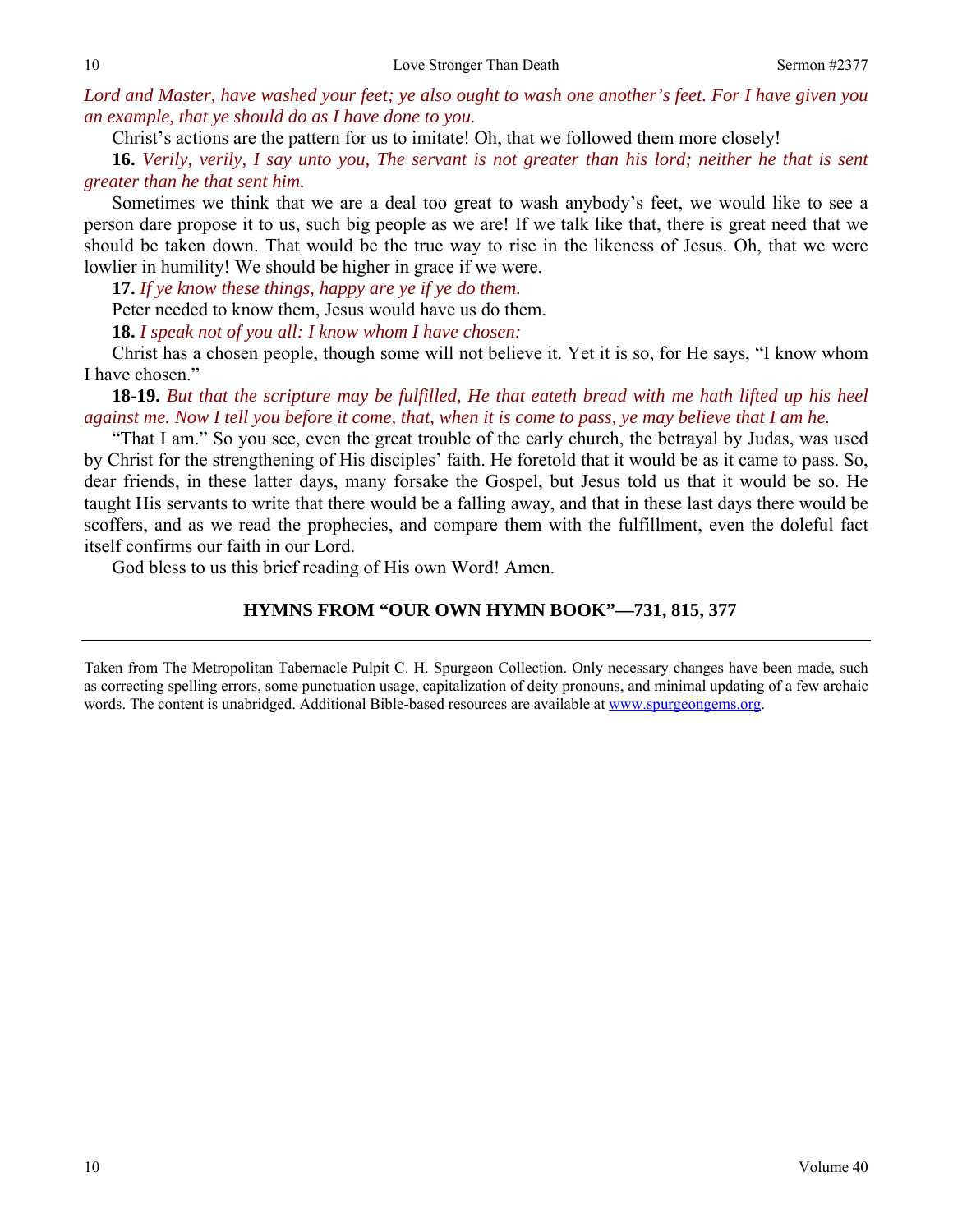*Lord and Master, have washed your feet; ye also ought to wash one another's feet. For I have given you an example, that ye should do as I have done to you.*

Christ's actions are the pattern for us to imitate! Oh, that we followed them more closely!

**16.** *Verily, verily, I say unto you, The servant is not greater than his lord; neither he that is sent greater than he that sent him.*

Sometimes we think that we are a deal too great to wash anybody's feet, we would like to see a person dare propose it to us, such big people as we are! If we talk like that, there is great need that we should be taken down. That would be the true way to rise in the likeness of Jesus. Oh, that we were lowlier in humility! We should be higher in grace if we were.

**17.** *If ye know these things, happy are ye if ye do them.*

Peter needed to know them, Jesus would have us do them.

**18.** *I speak not of you all: I know whom I have chosen:*

Christ has a chosen people, though some will not believe it. Yet it is so, for He says, "I know whom I have chosen."

**18-19.** *But that the scripture may be fulfilled, He that eateth bread with me hath lifted up his heel against me. Now I tell you before it come, that, when it is come to pass, ye may believe that I am he.*

"That I am." So you see, even the great trouble of the early church, the betrayal by Judas, was used by Christ for the strengthening of His disciples' faith. He foretold that it would be as it came to pass. So, dear friends, in these latter days, many forsake the Gospel, but Jesus told us that it would be so. He taught His servants to write that there would be a falling away, and that in these last days there would be scoffers, and as we read the prophecies, and compare them with the fulfillment, even the doleful fact itself confirms our faith in our Lord.

God bless to us this brief reading of His own Word! Amen.

### HYMNS FROM "OUR OWN HYMN BOOK"—731, 815, 377

---

Taken from The Metropolitan Tabernacle Pulpit C. H. Spurgeon Collection. Only necessary changes have been made, such as correcting spelling errors, some punctuation usage, capitalization of deity pronouns, and minimal updating of a few archaic words. The content is unabridged. Additional Bible-based resources are available at www.spurgeongems.org.